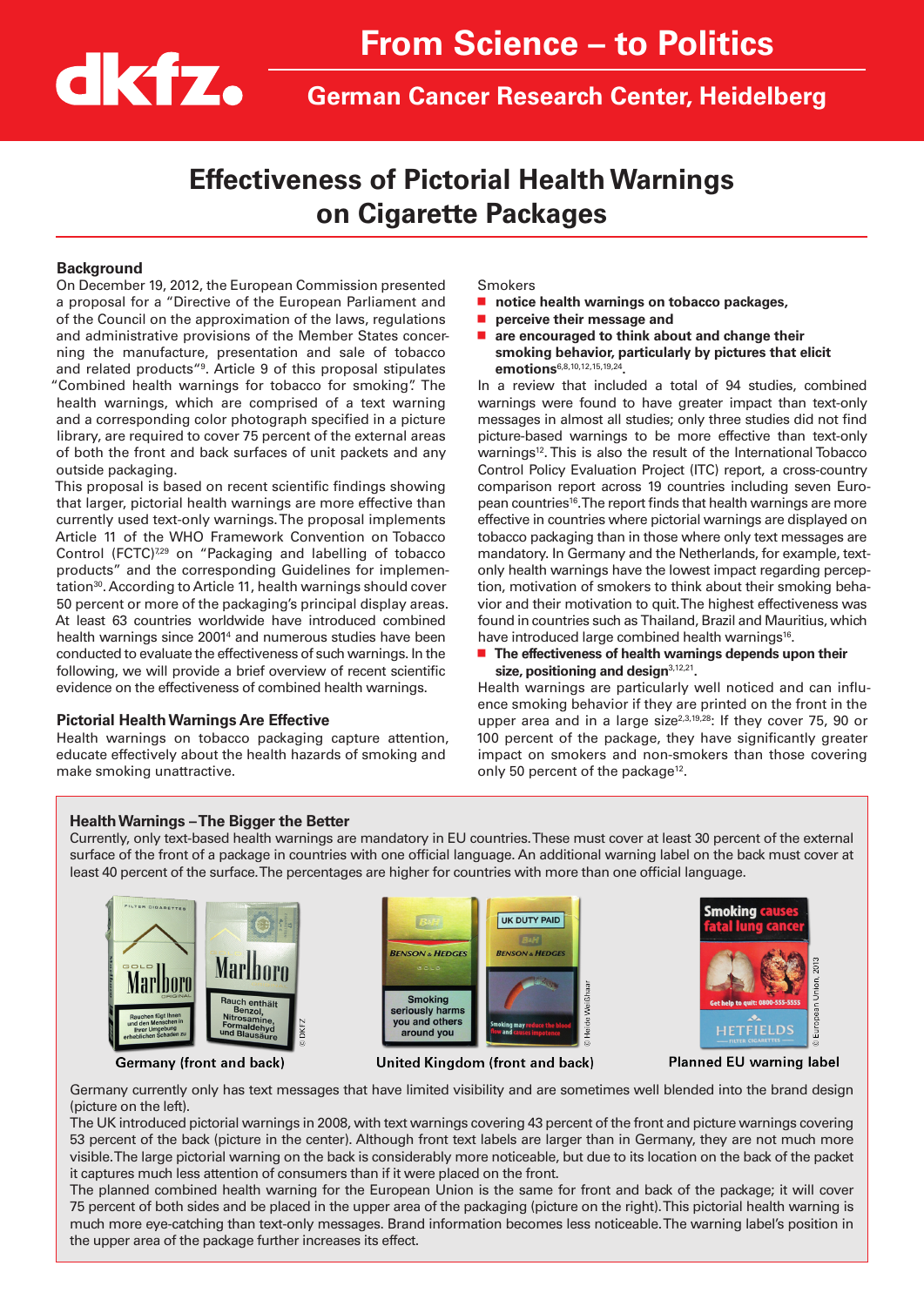# From Science – to Politics

## German Cancer Research Center, Heidelberg

# Effectiveness of Pictorial Health Warnings on Cigarette Packages

### Background

On December 19, 2012, the European Commission presented a proposal for a "Directive of the European Parliament and of the Council on the approximation of the laws, regulations and administrative provisions of the Member States concerning the manufacture, presentation and sale of tobacco and related products"[9]. Article 9 of this proposal stipulates "Combined health warnings for tobacco for smoking". The health warnings, which are comprised of a text warning and a corresponding color photograph specified in a picture library, are required to cover 75 percent of the external areas of both the front and back surfaces of unit packets and any outside packaging.

This proposal is based on recent scientific findings showing that larger, pictorial health warnings are more effective than currently used text-only warnings. The proposal implements Article 11 of the WHO Framework Convention on Tobacco Control (FCTC)[7,29] on "Packaging and labelling of tobacco products" and the corresponding Guidelines for implementation[30]. According to Article 11, health warnings should cover 50 percent or more of the packaging's principal display areas. At least 63 countries worldwide have introduced combined health warnings since 2001[4] and numerous studies have been conducted to evaluate the effectiveness of such warnings. In the following, we will provide a brief overview of recent scientific evidence on the effectiveness of combined health warnings.

### Pictorial Health Warnings Are Effective

Health warnings on tobacco packaging capture attention, educate effectively about the health hazards of smoking and make smoking unattractive.

Smokers

- **notice health warnings on tobacco packages,**
- **perceive their message and**
- **are encouraged to think about and change their smoking behavior, particularly by pictures that elicit emotions**[6,8,10,12,15,19,24].

In a review that included a total of 94 studies, combined warnings were found to have greater impact than text-only messages in almost all studies; only three studies did not find picture-based warnings to be more effective than text-only warnings[12]. This is also the result of the International Tobacco Control Policy Evaluation Project (ITC) report, a cross-country comparison report across 19 countries including seven European countries[16]. The report finds that health warnings are more effective in countries where pictorial warnings are displayed on tobacco packaging than in those where only text messages are mandatory. In Germany and the Netherlands, for example, text-only health warnings have the lowest impact regarding perception, motivation of smokers to think about their smoking behavior and their motivation to quit. The highest effectiveness was found in countries such as Thailand, Brazil and Mauritius, which have introduced large combined health warnings[16].

- **The effectiveness of health warnings depends upon their size, positioning and design**[3,12,21].

Health warnings are particularly well noticed and can influence smoking behavior if they are printed on the front in the upper area and in a large size[2,3,19,28]: If they cover 75, 90 or 100 percent of the package, they have significantly greater impact on smokers and non-smokers than those covering only 50 percent of the package[12].

### Health Warnings – The Bigger the Better

Currently, only text-based health warnings are mandatory in EU countries. These must cover at least 30 percent of the external surface of the front of a package in countries with one official language. An additional warning label on the back must cover at least 40 percent of the surface. The percentages are higher for countries with more than one official language.

Germany (front and back) | United Kingdom (front and back) | Planned EU warning label

Germany currently only has text messages that have limited visibility and are sometimes well blended into the brand design (picture on the left).

The UK introduced pictorial warnings in 2008, with text warnings covering 43 percent of the front and picture warnings covering 53 percent of the back (picture in the center). Although front text labels are larger than in Germany, they are not much more visible. The large pictorial warning on the back is considerably more noticeable, but due to its location on the back of the packet it captures much less attention of consumers than if it were placed on the front.

The planned combined health warning for the European Union is the same for front and back of the package; it will cover 75 percent of both sides and be placed in the upper area of the packaging (picture on the right). This pictorial health warning is much more eye-catching than text-only messages. Brand information becomes less noticeable. The warning label's position in the upper area of the package further increases its effect.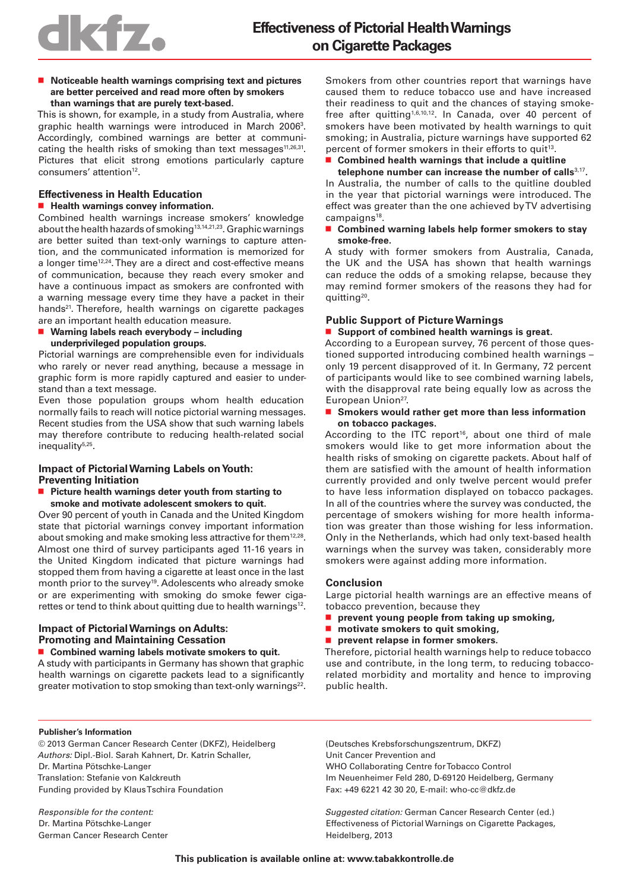# Effectiveness of Pictorial Health Warnings on Cigarette Packages

- **Noticeable health warnings comprising text and pictures are better perceived and read more often by smokers than warnings that are purely text-based.**

This is shown, for example, in a study from Australia, where graphic health warnings were introduced in March 2006[3]. Accordingly, combined warnings are better at communicating the health risks of smoking than text messages[11,26,31]. Pictures that elicit strong emotions particularly capture consumers' attention[12].

## Effectiveness in Health Education

- **Health warnings convey information.**

Combined health warnings increase smokers' knowledge about the health hazards of smoking[13,14,21,23]. Graphic warnings are better suited than text-only warnings to capture attention, and the communicated information is memorized for a longer time[12,24]. They are a direct and cost-effective means of communication, because they reach every smoker and have a continuous impact as smokers are confronted with a warning message every time they have a packet in their hands[21]. Therefore, health warnings on cigarette packages are an important health education measure.

- **Warning labels reach everybody – including underprivileged population groups.**

Pictorial warnings are comprehensible even for individuals who rarely or never read anything, because a message in graphic form is more rapidly captured and easier to understand than a text message.

Even those population groups whom health education normally fails to reach will notice pictorial warning messages. Recent studies from the USA show that such warning labels may therefore contribute to reducing health-related social inequality[5,25].

## Impact of Pictorial Warning Labels on Youth: Preventing Initiation

- **Picture health warnings deter youth from starting to smoke and motivate adolescent smokers to quit.**

Over 90 percent of youth in Canada and the United Kingdom state that pictorial warnings convey important information about smoking and make smoking less attractive for them[12,28]. Almost one third of survey participants aged 11-16 years in the United Kingdom indicated that picture warnings had stopped them from having a cigarette at least once in the last month prior to the survey[19]. Adolescents who already smoke or are experimenting with smoking do smoke fewer cigarettes or tend to think about quitting due to health warnings[12].

## Impact of Pictorial Warnings on Adults: Promoting and Maintaining Cessation

- **Combined warning labels motivate smokers to quit.**

A study with participants in Germany has shown that graphic health warnings on cigarette packets lead to a significantly greater motivation to stop smoking than text-only warnings[22].

Smokers from other countries report that warnings have caused them to reduce tobacco use and have increased their readiness to quit and the chances of staying smoke-free after quitting[1,6,10,12]. In Canada, over 40 percent of smokers have been motivated by health warnings to quit smoking; in Australia, picture warnings have supported 62 percent of former smokers in their efforts to quit[13].

- **Combined health warnings that include a quitline telephone number can increase the number of calls**[3,17]**.**

In Australia, the number of calls to the quitline doubled in the year that pictorial warnings were introduced. The effect was greater than the one achieved by TV advertising campaigns[18].

- **Combined warning labels help former smokers to stay smoke-free.**

A study with former smokers from Australia, Canada, the UK and the USA has shown that health warnings can reduce the odds of a smoking relapse, because they may remind former smokers of the reasons they had for quitting[20].

## Public Support of Picture Warnings

- **Support of combined health warnings is great.**

According to a European survey, 76 percent of those questioned supported introducing combined health warnings – only 19 percent disapproved of it. In Germany, 72 percent of participants would like to see combined warning labels, with the disapproval rate being equally low as across the European Union[27].

- **Smokers would rather get more than less information on tobacco packages.**

According to the ITC report[16], about one third of male smokers would like to get more information about the health risks of smoking on cigarette packets. About half of them are satisfied with the amount of health information currently provided and only twelve percent would prefer to have less information displayed on tobacco packages. In all of the countries where the survey was conducted, the percentage of smokers wishing for more health information was greater than those wishing for less information. Only in the Netherlands, which had only text-based health warnings when the survey was taken, considerably more smokers were against adding more information.

## Conclusion

Large pictorial health warnings are an effective means of tobacco prevention, because they

- **prevent young people from taking up smoking,**
- **motivate smokers to quit smoking,**
- **prevent relapse in former smokers.**

Therefore, pictorial health warnings help to reduce tobacco use and contribute, in the long term, to reducing tobacco-related morbidity and mortality and hence to improving public health.

---

**Publisher's Information**

© 2013 German Cancer Research Center (DKFZ), Heidelberg
*Authors:* Dipl.-Biol. Sarah Kahnert, Dr. Katrin Schaller, Dr. Martina Pötschke-Langer
Translation: Stefanie von Kalckreuth
Funding provided by Klaus Tschira Foundation

*Responsible for the content:*
Dr. Martina Pötschke-Langer
German Cancer Research Center
(Deutsches Krebsforschungszentrum, DKFZ)
Unit Cancer Prevention and
WHO Collaborating Centre for Tobacco Control
Im Neuenheimer Feld 280, D-69120 Heidelberg, Germany
Fax: +49 6221 42 30 20, E-mail: who-cc@dkfz.de

*Suggested citation:* German Cancer Research Center (ed.) Effectiveness of Pictorial Warnings on Cigarette Packages, Heidelberg, 2013

**This publication is available online at: www.tabakkontrolle.de**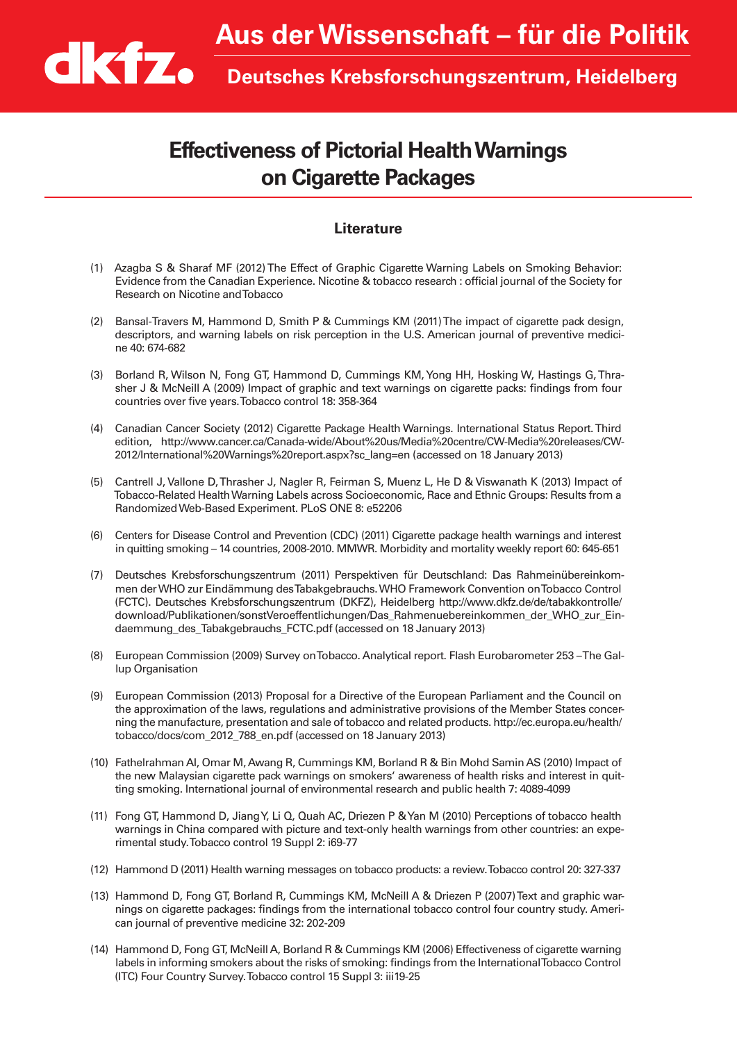# Aus der Wissenschaft – für die Politik

## Deutsches Krebsforschungszentrum, Heidelberg

# Effectiveness of Pictorial Health Warnings on Cigarette Packages

## Literature

(1) Azagba S & Sharaf MF (2012) The Effect of Graphic Cigarette Warning Labels on Smoking Behavior: Evidence from the Canadian Experience. Nicotine & tobacco research : official journal of the Society for Research on Nicotine and Tobacco

(2) Bansal-Travers M, Hammond D, Smith P & Cummings KM (2011) The impact of cigarette pack design, descriptors, and warning labels on risk perception in the U.S. American journal of preventive medicine 40: 674-682

(3) Borland R, Wilson N, Fong GT, Hammond D, Cummings KM, Yong HH, Hosking W, Hastings G, Thrasher J & McNeill A (2009) Impact of graphic and text warnings on cigarette packs: findings from four countries over five years. Tobacco control 18: 358-364

(4) Canadian Cancer Society (2012) Cigarette Package Health Warnings. International Status Report. Third edition, http://www.cancer.ca/Canada-wide/About%20us/Media%20centre/CW-Media%20releases/CW-2012/International%20Warnings%20report.aspx?sc_lang=en (accessed on 18 January 2013)

(5) Cantrell J, Vallone D, Thrasher J, Nagler R, Feirman S, Muenz L, He D & Viswanath K (2013) Impact of Tobacco-Related Health Warning Labels across Socioeconomic, Race and Ethnic Groups: Results from a Randomized Web-Based Experiment. PLoS ONE 8: e52206

(6) Centers for Disease Control and Prevention (CDC) (2011) Cigarette package health warnings and interest in quitting smoking – 14 countries, 2008-2010. MMWR. Morbidity and mortality weekly report 60: 645-651

(7) Deutsches Krebsforschungszentrum (2011) Perspektiven für Deutschland: Das Rahmeinübereinkommen der WHO zur Eindämmung des Tabakgebrauchs. WHO Framework Convention on Tobacco Control (FCTC). Deutsches Krebsforschungszentrum (DKFZ), Heidelberg http://www.dkfz.de/de/tabakkontrolle/download/Publikationen/sonstVeroeffentlichungen/Das_Rahmenuebereinkommen_der_WHO_zur_Eindaemmung_des_Tabakgebrauchs_FCTC.pdf (accessed on 18 January 2013)

(8) European Commission (2009) Survey on Tobacco. Analytical report. Flash Eurobarometer 253 – The Gallup Organisation

(9) European Commission (2013) Proposal for a Directive of the European Parliament and the Council on the approximation of the laws, regulations and administrative provisions of the Member States concerning the manufacture, presentation and sale of tobacco and related products. http://ec.europa.eu/health/tobacco/docs/com_2012_788_en.pdf (accessed on 18 January 2013)

(10) Fathelrahman AI, Omar M, Awang R, Cummings KM, Borland R & Bin Mohd Samin AS (2010) Impact of the new Malaysian cigarette pack warnings on smokers' awareness of health risks and interest in quitting smoking. International journal of environmental research and public health 7: 4089-4099

(11) Fong GT, Hammond D, Jiang Y, Li Q, Quah AC, Driezen P & Yan M (2010) Perceptions of tobacco health warnings in China compared with picture and text-only health warnings from other countries: an experimental study. Tobacco control 19 Suppl 2: i69-77

(12) Hammond D (2011) Health warning messages on tobacco products: a review. Tobacco control 20: 327-337

(13) Hammond D, Fong GT, Borland R, Cummings KM, McNeill A & Driezen P (2007) Text and graphic warnings on cigarette packages: findings from the international tobacco control four country study. American journal of preventive medicine 32: 202-209

(14) Hammond D, Fong GT, McNeill A, Borland R & Cummings KM (2006) Effectiveness of cigarette warning labels in informing smokers about the risks of smoking: findings from the International Tobacco Control (ITC) Four Country Survey. Tobacco control 15 Suppl 3: iii19-25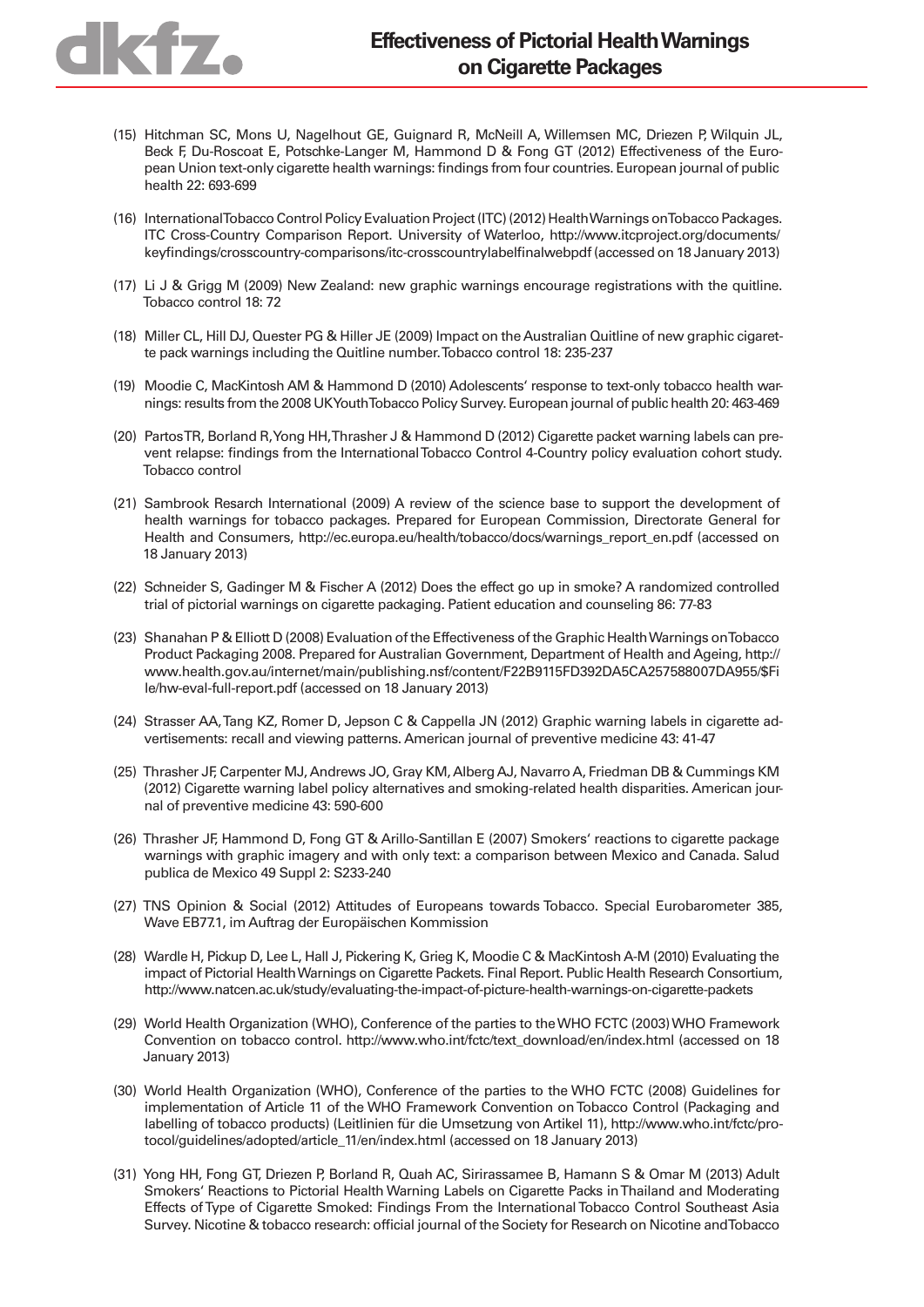(15) Hitchman SC, Mons U, Nagelhout GE, Guignard R, McNeill A, Willemsen MC, Driezen P, Wilquin JL, Beck F, Du-Roscoat E, Potschke-Langer M, Hammond D & Fong GT (2012) Effectiveness of the European Union text-only cigarette health warnings: findings from four countries. European journal of public health 22: 693-699

(16) International Tobacco Control Policy Evaluation Project (ITC) (2012) Health Warnings on Tobacco Packages. ITC Cross-Country Comparison Report. University of Waterloo, http://www.itcproject.org/documents/keyfindings/crosscountry-comparisons/itc-crosscountrylabelfinalwebpdf (accessed on 18 January 2013)

(17) Li J & Grigg M (2009) New Zealand: new graphic warnings encourage registrations with the quitline. Tobacco control 18: 72

(18) Miller CL, Hill DJ, Quester PG & Hiller JE (2009) Impact on the Australian Quitline of new graphic cigarette pack warnings including the Quitline number. Tobacco control 18: 235-237

(19) Moodie C, MacKintosh AM & Hammond D (2010) Adolescents' response to text-only tobacco health warnings: results from the 2008 UK Youth Tobacco Policy Survey. European journal of public health 20: 463-469

(20) Partos TR, Borland R, Yong HH, Thrasher J & Hammond D (2012) Cigarette packet warning labels can prevent relapse: findings from the International Tobacco Control 4-Country policy evaluation cohort study. Tobacco control

(21) Sambrook Rsearch International (2009) A review of the science base to support the development of health warnings for tobacco packages. Prepared for European Commission, Directorate General for Health and Consumers, http://ec.europa.eu/health/tobacco/docs/warnings_report_en.pdf (accessed on 18 January 2013)

(22) Schneider S, Gadinger M & Fischer A (2012) Does the effect go up in smoke? A randomized controlled trial of pictorial warnings on cigarette packaging. Patient education and counseling 86: 77-83

(23) Shanahan P & Elliott D (2008) Evaluation of the Effectiveness of the Graphic Health Warnings on Tobacco Product Packaging 2008. Prepared for Australian Government, Department of Health and Ageing, http://www.health.gov.au/internet/main/publishing.nsf/content/F22B9115FD392DA5CA257588007DA955/$File/hw-eval-full-report.pdf (accessed on 18 January 2013)

(24) Strasser AA, Tang KZ, Romer D, Jepson C & Cappella JN (2012) Graphic warning labels in cigarette advertisements: recall and viewing patterns. American journal of preventive medicine 43: 41-47

(25) Thrasher JF, Carpenter MJ, Andrews JO, Gray KM, Alberg AJ, Navarro A, Friedman DB & Cummings KM (2012) Cigarette warning label policy alternatives and smoking-related health disparities. American journal of preventive medicine 43: 590-600

(26) Thrasher JF, Hammond D, Fong GT & Arillo-Santillan E (2007) Smokers' reactions to cigarette package warnings with graphic imagery and with only text: a comparison between Mexico and Canada. Salud publica de Mexico 49 Suppl 2: S233-240

(27) TNS Opinion & Social (2012) Attitudes of Europeans towards Tobacco. Special Eurobarometer 385, Wave EB77.1, im Auftrag der Europäischen Kommission

(28) Wardle H, Pickup D, Lee L, Hall J, Pickering K, Grieg K, Moodie C & MacKintosh A-M (2010) Evaluating the impact of Pictorial Health Warnings on Cigarette Packets. Final Report. Public Health Research Consortium, http://www.natcen.ac.uk/study/evaluating-the-impact-of-picture-health-warnings-on-cigarette-packets

(29) World Health Organization (WHO), Conference of the parties to the WHO FCTC (2003) WHO Framework Convention on tobacco control. http://www.who.int/fctc/text_download/en/index.html (accessed on 18 January 2013)

(30) World Health Organization (WHO), Conference of the parties to the WHO FCTC (2008) Guidelines for implementation of Article 11 of the WHO Framework Convention on Tobacco Control (Packaging and labelling of tobacco products) (Leitlinien für die Umsetzung von Artikel 11), http://www.who.int/fctc/protocol/guidelines/adopted/article_11/en/index.html (accessed on 18 January 2013)

(31) Yong HH, Fong GT, Driezen P, Borland R, Quah AC, Sirirassamee B, Hamann S & Omar M (2013) Adult Smokers' Reactions to Pictorial Health Warning Labels on Cigarette Packs in Thailand and Moderating Effects of Type of Cigarette Smoked: Findings From the International Tobacco Control Southeast Asia Survey. Nicotine & tobacco research: official journal of the Society for Research on Nicotine and Tobacco